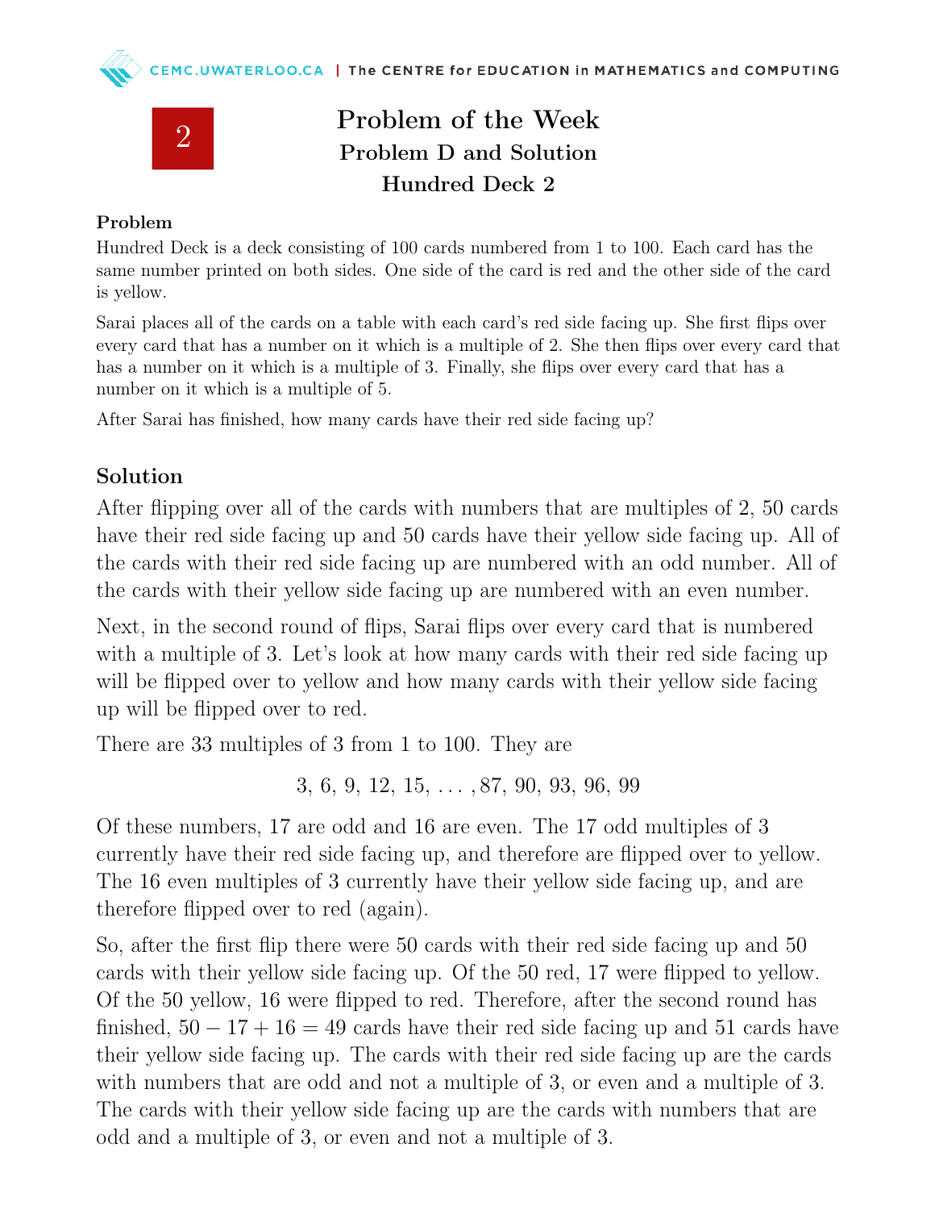# Problem of the Week
## Problem D and Solution
## Hundred Deck 2

### Problem

Hundred Deck is a deck consisting of 100 cards numbered from 1 to 100. Each card has the same number printed on both sides. One side of the card is red and the other side of the card is yellow.

Sarai places all of the cards on a table with each card's red side facing up. She first flips over every card that has a number on it which is a multiple of 2. She then flips over every card that has a number on it which is a multiple of 3. Finally, she flips over every card that has a number on it which is a multiple of 5.

After Sarai has finished, how many cards have their red side facing up?

## Solution

After flipping over all of the cards with numbers that are multiples of 2, 50 cards have their red side facing up and 50 cards have their yellow side facing up. All of the cards with their red side facing up are numbered with an odd number. All of the cards with their yellow side facing up are numbered with an even number.

Next, in the second round of flips, Sarai flips over every card that is numbered with a multiple of 3. Let's look at how many cards with their red side facing up will be flipped over to yellow and how many cards with their yellow side facing up will be flipped over to red.

There are 33 multiples of 3 from 1 to 100. They are

$$3, 6, 9, 12, 15, \dots, 87, 90, 93, 96, 99$$

Of these numbers, 17 are odd and 16 are even. The 17 odd multiples of 3 currently have their red side facing up, and therefore are flipped over to yellow. The 16 even multiples of 3 currently have their yellow side facing up, and are therefore flipped over to red (again).

So, after the first flip there were 50 cards with their red side facing up and 50 cards with their yellow side facing up. Of the 50 red, 17 were flipped to yellow. Of the 50 yellow, 16 were flipped to red. Therefore, after the second round has finished, $50 - 17 + 16 = 49$ cards have their red side facing up and 51 cards have their yellow side facing up. The cards with their red side facing up are the cards with numbers that are odd and not a multiple of 3, or even and a multiple of 3. The cards with their yellow side facing up are the cards with numbers that are odd and a multiple of 3, or even and not a multiple of 3.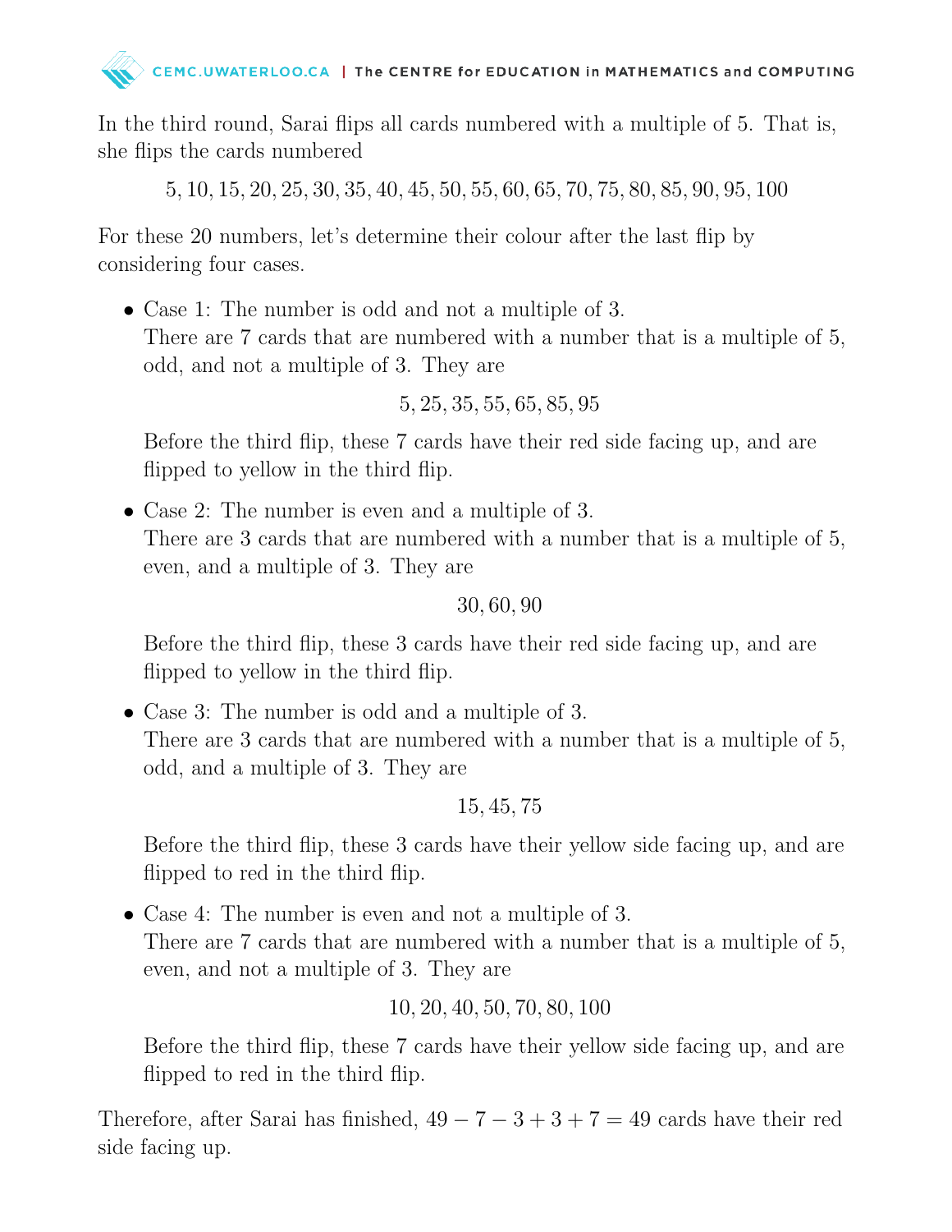In the third round, Sarai flips all cards numbered with a multiple of 5. That is, she flips the cards numbered

$$5, 10, 15, 20, 25, 30, 35, 40, 45, 50, 55, 60, 65, 70, 75, 80, 85, 90, 95, 100$$

For these 20 numbers, let's determine their colour after the last flip by considering four cases.

- Case 1: The number is odd and not a multiple of 3.
  There are 7 cards that are numbered with a number that is a multiple of 5, odd, and not a multiple of 3. They are

  $$5, 25, 35, 55, 65, 85, 95$$

  Before the third flip, these 7 cards have their red side facing up, and are flipped to yellow in the third flip.

- Case 2: The number is even and a multiple of 3.
  There are 3 cards that are numbered with a number that is a multiple of 5, even, and a multiple of 3. They are

  $$30, 60, 90$$

  Before the third flip, these 3 cards have their red side facing up, and are flipped to yellow in the third flip.

- Case 3: The number is odd and a multiple of 3.
  There are 3 cards that are numbered with a number that is a multiple of 5, odd, and a multiple of 3. They are

  $$15, 45, 75$$

  Before the third flip, these 3 cards have their yellow side facing up, and are flipped to red in the third flip.

- Case 4: The number is even and not a multiple of 3.
  There are 7 cards that are numbered with a number that is a multiple of 5, even, and not a multiple of 3. They are

  $$10, 20, 40, 50, 70, 80, 100$$

  Before the third flip, these 7 cards have their yellow side facing up, and are flipped to red in the third flip.

Therefore, after Sarai has finished, $49 - 7 - 3 + 3 + 7 = 49$ cards have their red side facing up.